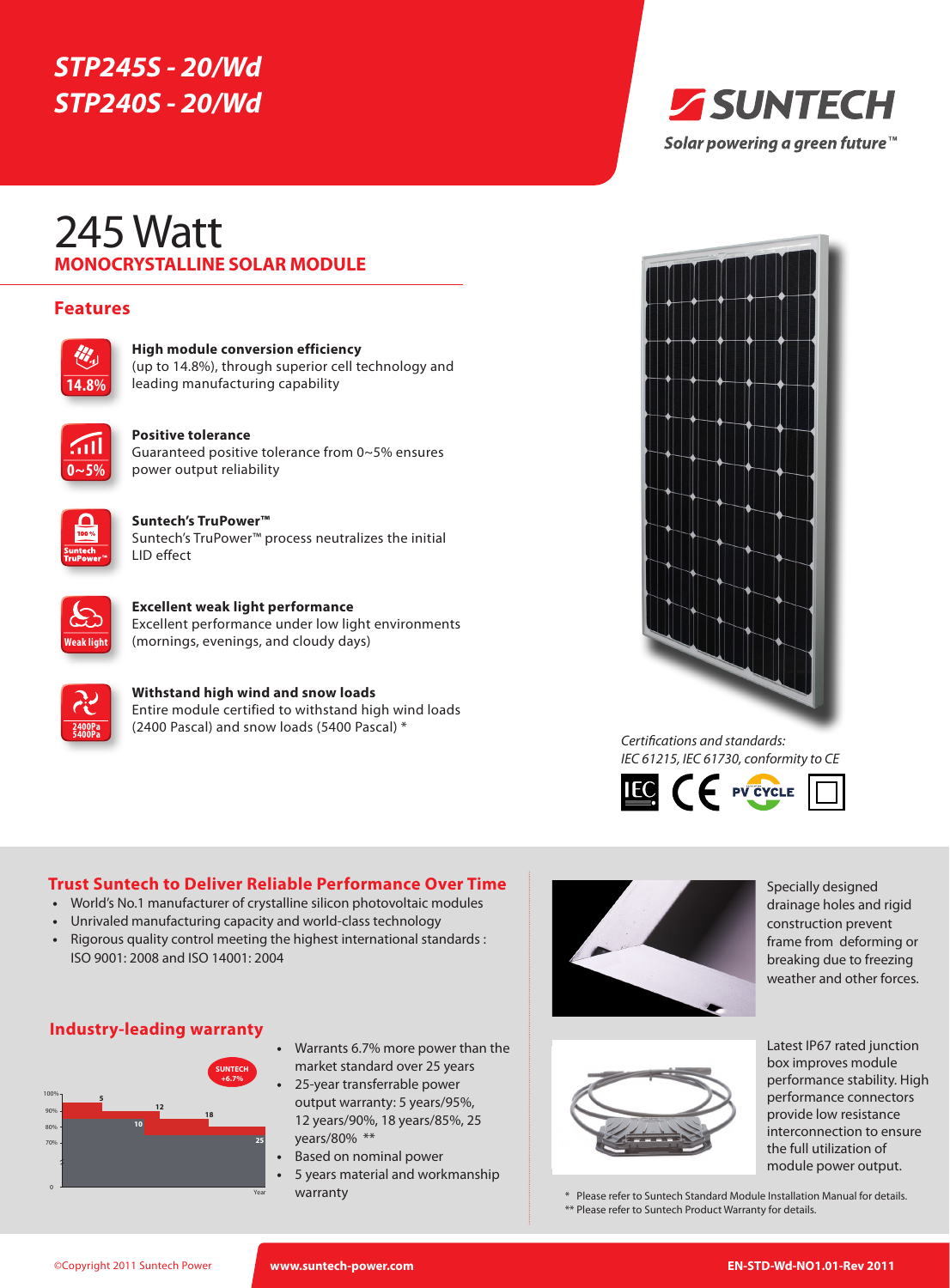# STP245S - 20/Wd
# STP240S - 20/Wd

**SUNTECH**

*Solar powering a green future™*

## 245 Watt

## MONOCRYSTALLINE SOLAR MODULE

### Features

**High module conversion efficiency**
(up to 14.8%), through superior cell technology and leading manufacturing capability

**Positive tolerance**
Guaranteed positive tolerance from 0~5% ensures power output reliability

**Suntech's TruPower™**
Suntech's TruPower™ process neutralizes the initial LID effect

**Excellent weak light performance**
Excellent performance under low light environments (mornings, evenings, and cloudy days)

**Withstand high wind and snow loads**
Entire module certified to withstand high wind loads (2400 Pascal) and snow loads (5400 Pascal) *

*Certifications and standards:*
*IEC 61215, IEC 61730, conformity to CE*

### Trust Suntech to Deliver Reliable Performance Over Time

- World's No.1 manufacturer of crystalline silicon photovoltaic modules
- Unrivaled manufacturing capacity and world-class technology
- Rigorous quality control meeting the highest international standards : ISO 9001: 2008 and ISO 14001: 2004

### Industry-leading warranty

- Warrants 6.7% more power than the market standard over 25 years
- 25-year transferable power output warranty: 5 years/95%, 12 years/90%, 18 years/85%, 25 years/80% **
- Based on nominal power
- 5 years material and workmanship warranty

Specially designed drainage holes and rigid construction prevent frame from deforming or breaking due to freezing weather and other forces.

Latest IP67 rated junction box improves module performance stability. High performance connectors provide low resistance interconnection to ensure the full utilization of module power output.

\* Please refer to Suntech Standard Module Installation Manual for details.
\** Please refer to Suntech Product Warranty for details.

©Copyright 2011 Suntech Power www.suntech-power.com EN-STD-Wd-NO1.01-Rev 2011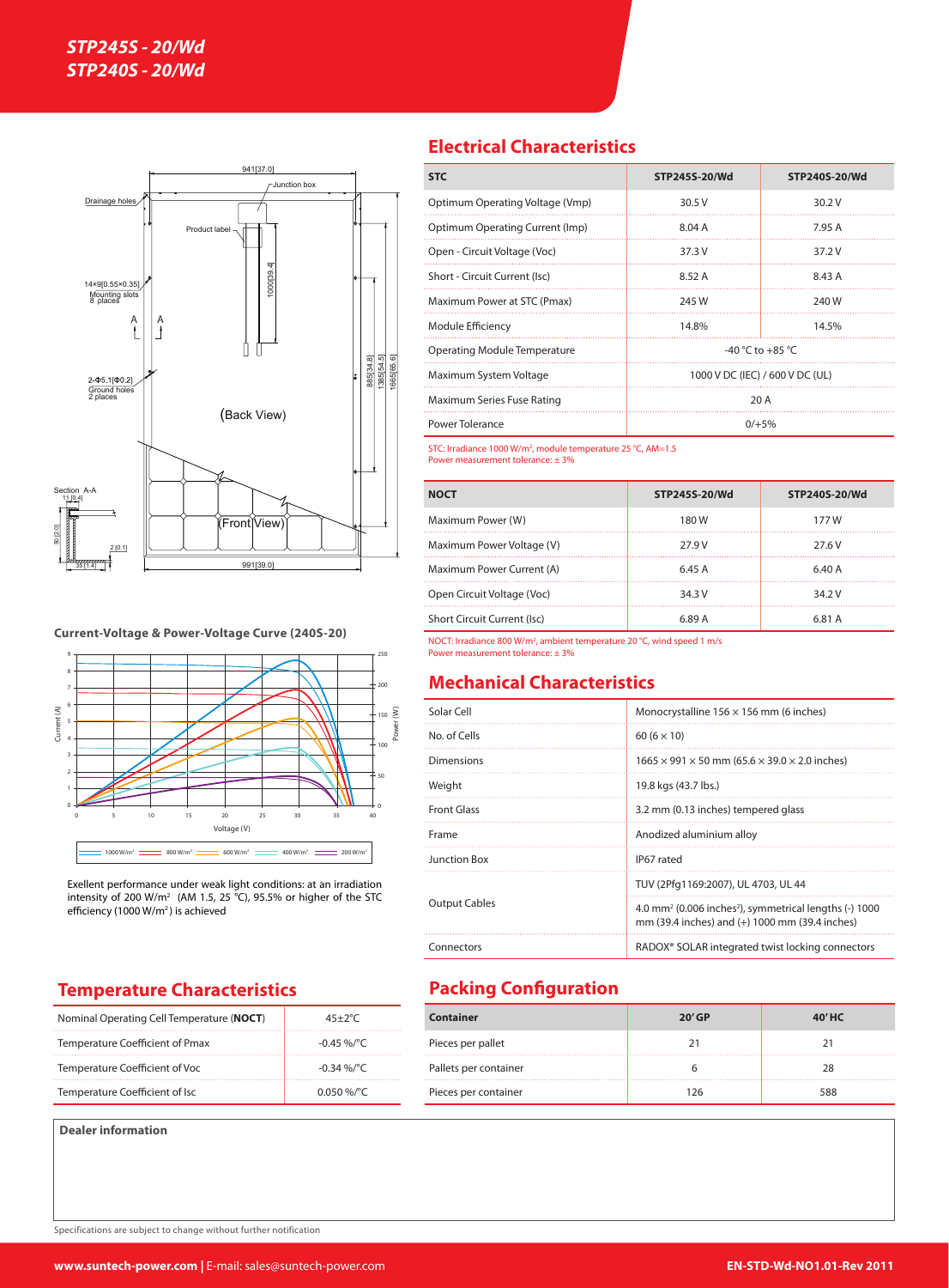# STP245S - 20/Wd
# STP240S - 20/Wd

941[37.0]

Junction box

Drainage holes

Product label

1000[39.4]

14×9[0.55×0.35]
Mounting slots
8 places

A A

2-Φ5.1[Φ0.2]
Ground holes
2 places

(Back View)

885[34.8]
1385[54.5]
1665[65.6]

Section A-A
11 [0.4]

50 [2.0]

2 [0.1]

35 [1.4]

(Front View)

991[39.0]

## Electrical Characteristics

| STC | STP245S-20/Wd | STP240S-20/Wd |
|---|---|---|
| Optimum Operating Voltage (Vmp) | 30.5 V | 30.2 V |
| Optimum Operating Current (Imp) | 8.04 A | 7.95 A |
| Open - Circuit Voltage (Voc) | 37.3 V | 37.2 V |
| Short - Circuit Current (Isc) | 8.52 A | 8.43 A |
| Maximum Power at STC (Pmax) | 245 W | 240 W |
| Module Efficiency | 14.8% | 14.5% |
| Operating Module Temperature | -40 °C to +85 °C | |
| Maximum System Voltage | 1000 V DC (IEC) / 600 V DC (UL) | |
| Maximum Series Fuse Rating | 20 A | |
| Power Tolerance | 0/+5% | |

STC: Irradiance 1000 W/m², module temperature 25 °C, AM=1.5
Power measurement tolerance: ± 3%

| NOCT | STP245S-20/Wd | STP240S-20/Wd |
|---|---|---|
| Maximum Power (W) | 180 W | 177 W |
| Maximum Power Voltage (V) | 27.9 V | 27.6 V |
| Maximum Power Current (A) | 6.45 A | 6.40 A |
| Open Circuit Voltage (Voc) | 34.3 V | 34.2 V |
| Short Circuit Current (Isc) | 6.89 A | 6.81 A |

NOCT: Irradiance 800 W/m², ambient temperature 20 °C, wind speed 1 m/s
Power measurement tolerance: ± 3%

### Current-Voltage & Power-Voltage Curve (240S-20)

Current (A)
Power (W)
Voltage (V)
0 5 10 15 20 25 30 35 40
1000 W/m² 800 W/m² 600 W/m² 400 W/m² 200 W/m²

Exellent performance under weak light conditions: at an irradiation intensity of 200 W/m² (AM 1.5, 25 °C), 95.5% or higher of the STC efficiency (1000 W/m²) is achieved

## Mechanical Characteristics

| | |
|---|---|
| Solar Cell | Monocrystalline 156 × 156 mm (6 inches) |
| No. of Cells | 60 (6 × 10) |
| Dimensions | 1665 × 991 × 50 mm (65.6 × 39.0 × 2.0 inches) |
| Weight | 19.8 kgs (43.7 lbs.) |
| Front Glass | 3.2 mm (0.13 inches) tempered glass |
| Frame | Anodized aluminium alloy |
| Junction Box | IP67 rated |
| Output Cables | TUV (2Pfg1169:2007), UL 4703, UL 44<br>4.0 mm² (0.006 inches²), symmetrical lengths (-) 1000 mm (39.4 inches) and (+) 1000 mm (39.4 inches) |
| Connectors | RADOX® SOLAR integrated twist locking connectors |

## Temperature Characteristics

| | |
|---|---|
| Nominal Operating Cell Temperature (**NOCT**) | 45±2°C |
| Temperature Coefficient of Pmax | -0.45 %/°C |
| Temperature Coefficient of Voc | -0.34 %/°C |
| Temperature Coefficient of Isc | 0.050 %/°C |

## Packing Configuration

| Container | 20' GP | 40' HC |
|---|---|---|
| Pieces per pallet | 21 | 21 |
| Pallets per container | 6 | 28 |
| Pieces per container | 126 | 588 |

**Dealer information**

Specifications are subject to change without further notification

**www.suntech-power.com** | E-mail: sales@suntech-power.com

**EN-STD-Wd-NO1.01-Rev 2011**